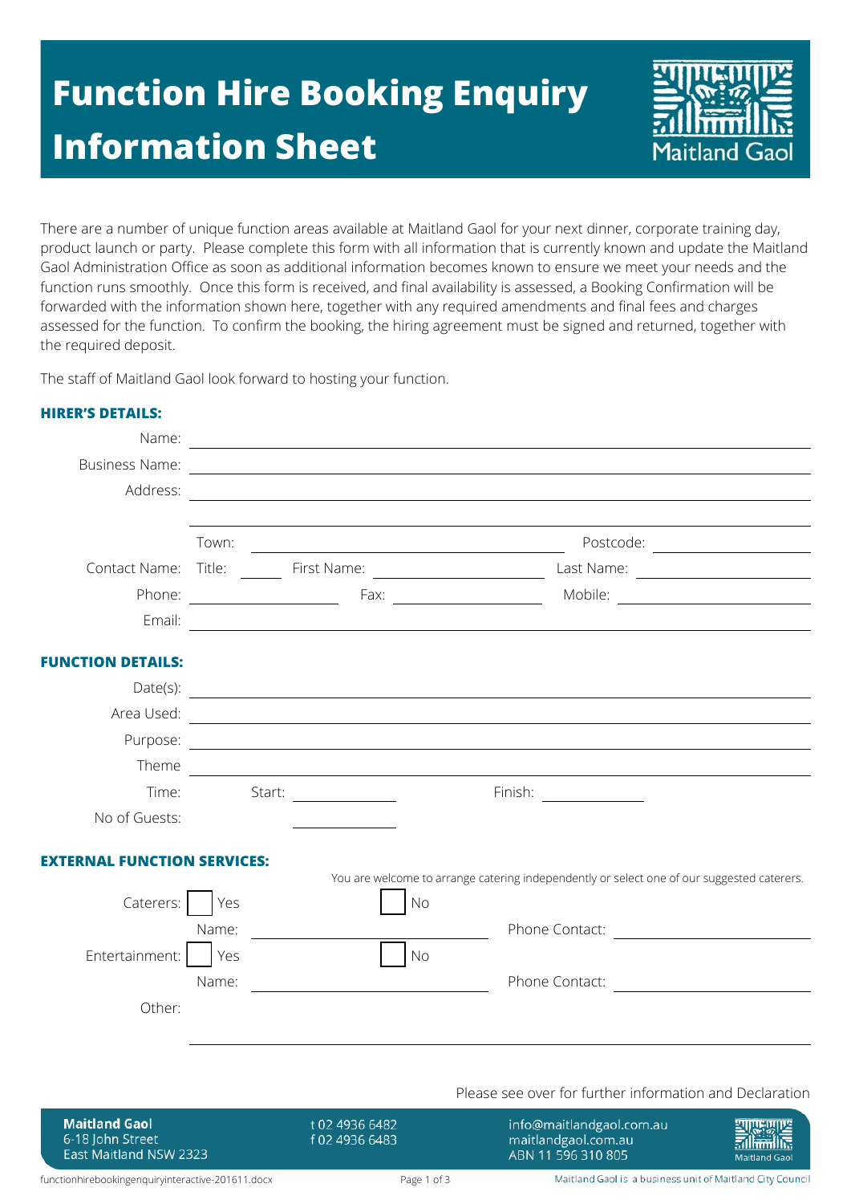# Function Hire Booking Enquiry Information Sheet

There are a number of unique function areas available at Maitland Gaol for your next dinner, corporate training day, product launch or party. Please complete this form with all information that is currently known and update the Maitland Gaol Administration Office as soon as additional information becomes known to ensure we meet your needs and the function runs smoothly. Once this form is received, and final availability is assessed, a Booking Confirmation will be forwarded with the information shown here, together with any required amendments and final fees and charges assessed for the function. To confirm the booking, the hiring agreement must be signed and returned, together with the required deposit.

The staff of Maitland Gaol look forward to hosting your function.

**HIRER'S DETAILS:**

Name: ______________________________

Business Name: ______________________________

Address: ______________________________

______________________________

Town: ______________ Postcode: ______________

Contact Name: Title: ______ First Name: ______________ Last Name: ______________

Phone: ______________ Fax: ______________ Mobile: ______________

Email: ______________________________

**FUNCTION DETAILS:**

Date(s): ______________________________

Area Used: ______________________________

Purpose: ______________________________

Theme ______________________________

Time: Start: ______________ Finish: ______________

No of Guests: ______________

**EXTERNAL FUNCTION SERVICES:**

You are welcome to arrange catering independently or select one of our suggested caterers.

Caterers: ☐ Yes ☐ No

Name: ______________ Phone Contact: ______________

Entertainment: ☐ Yes ☐ No

Name: ______________ Phone Contact: ______________

Other:

______________________________

Please see over for further information and Declaration

**Maitland Gaol**
6-18 John Street
East Maitland NSW 2323

t 02 4936 6482
f 02 4936 6483

info@maitlandgaol.com.au
maitlandgaol.com.au
ABN 11 596 310 805

functionhirebookingenquiryinteractive-201611.docx

Maitland Gaol is a business unit of Maitland City Council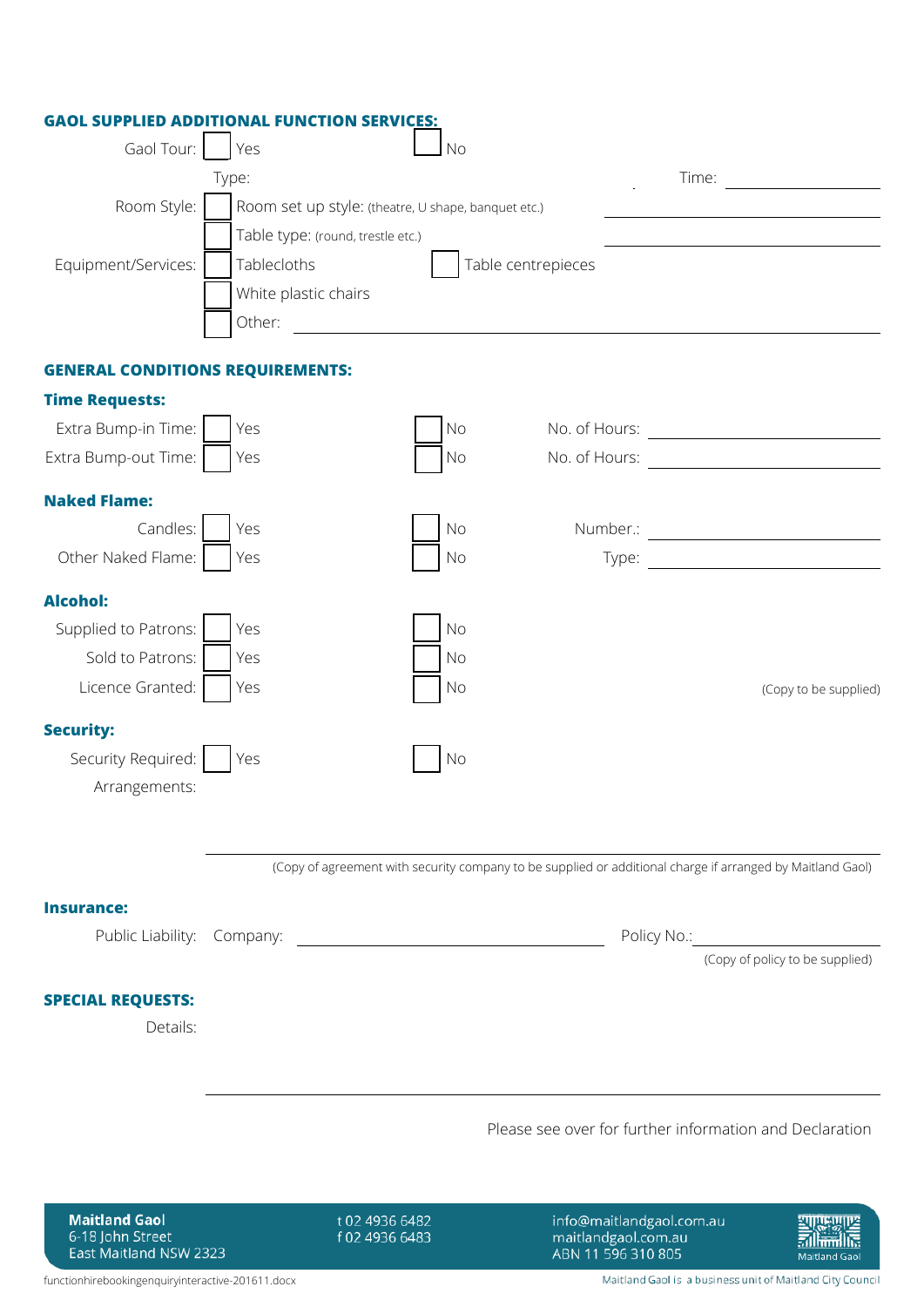**GAOL SUPPLIED ADDITIONAL FUNCTION SERVICES:**

Gaol Tour: ☐ Yes ☐ No

Type: ______ Time: ______

Room Style: ☐ Room set up style: (theatre, U shape, banquet etc.) ______

☐ Table type: (round, trestle etc.) ______

Equipment/Services: ☐ Tablecloths ☐ Table centrepieces

☐ White plastic chairs

☐ Other: ______

**GENERAL CONDITIONS REQUIREMENTS:**

**Time Requests:**

Extra Bump-in Time: ☐ Yes ☐ No No. of Hours: ______

Extra Bump-out Time: ☐ Yes ☐ No No. of Hours: ______

**Naked Flame:**

Candles: ☐ Yes ☐ No Number.: ______

Other Naked Flame: ☐ Yes ☐ No Type: ______

**Alcohol:**

Supplied to Patrons: ☐ Yes ☐ No

Sold to Patrons: ☐ Yes ☐ No

Licence Granted: ☐ Yes ☐ No (Copy to be supplied)

**Security:**

Security Required: ☐ Yes ☐ No

Arrangements: ______

(Copy of agreement with security company to be supplied or additional charge if arranged by Maitland Gaol)

**Insurance:**

Public Liability: Company: ______ Policy No.: ______

(Copy of policy to be supplied)

**SPECIAL REQUESTS:**

Details: ______

Please see over for further information and Declaration

**Maitland Gaol**
6-18 John Street
East Maitland NSW 2323

t 02 4936 6482
f 02 4936 6483

info@maitlandgaol.com.au
maitlandgaol.com.au
ABN 11 596 310 805

functionhirebookingenquiryinteractive-201611.docx

Maitland Gaol is a business unit of Maitland City Council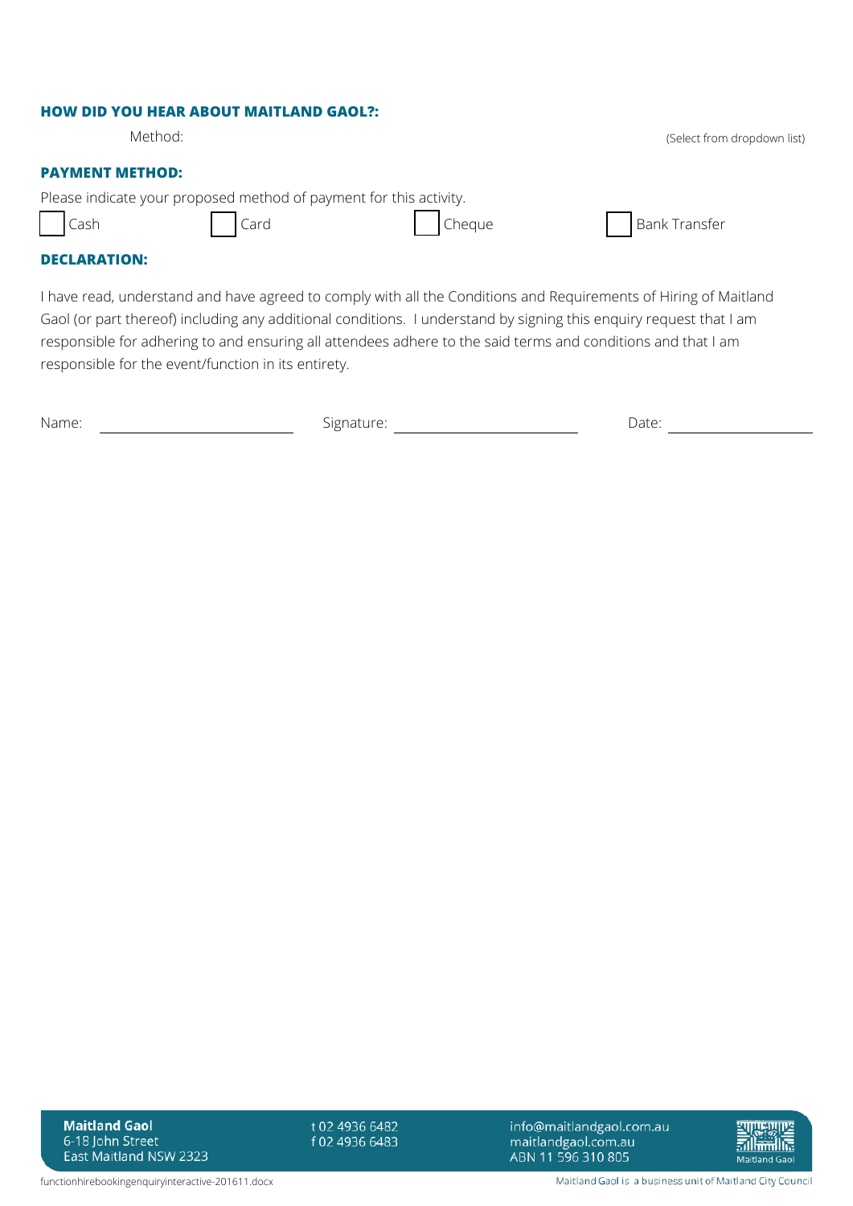## HOW DID YOU HEAR ABOUT MAITLAND GAOL?:

Method: (Select from dropdown list)

## PAYMENT METHOD:

Please indicate your proposed method of payment for this activity.

☐ Cash ☐ Card ☐ Cheque ☐ Bank Transfer

## DECLARATION:

I have read, understand and have agreed to comply with all the Conditions and Requirements of Hiring of Maitland Gaol (or part thereof) including any additional conditions. I understand by signing this enquiry request that I am responsible for adhering to and ensuring all attendees adhere to the said terms and conditions and that I am responsible for the event/function in its entirety.

Name: ______________________ Signature: ______________________ Date: ____________________

**Maitland Gaol**
6-18 John Street
East Maitland NSW 2323

t 02 4936 6482
f 02 4936 6483

info@maitlandgaol.com.au
maitlandgaol.com.au
ABN 11 596 310 805

functionhirebookingenquiryinteractive-201611.docx

Maitland Gaol is a business unit of Maitland City Council